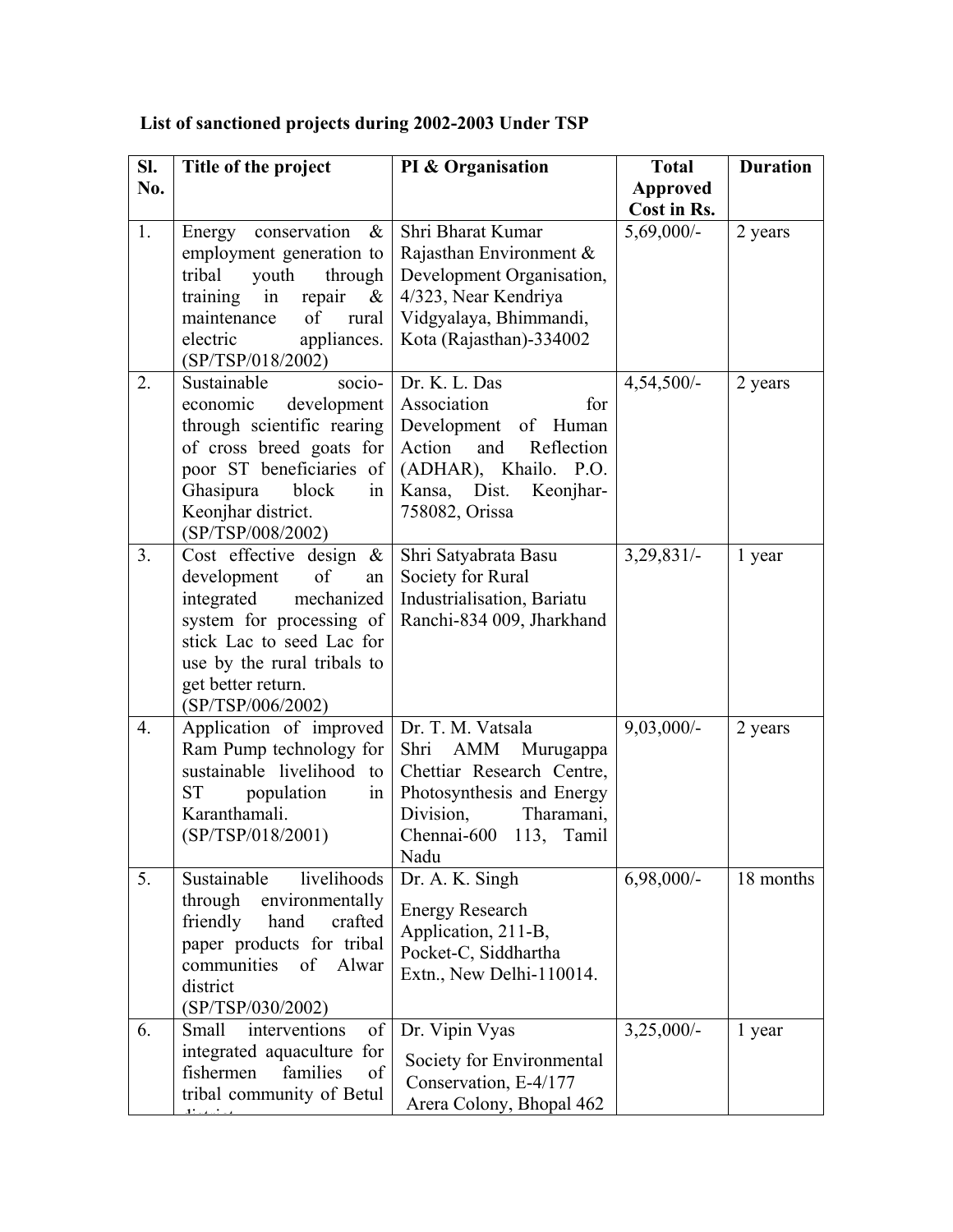**List of sanctioned projects during 2002-2003 Under TSP**

| Sl. No. | Title of the project | PI & Organisation | Total Approved Cost in Rs. | Duration |
|---|---|---|---|---|
| 1. | Energy conservation & employment generation to tribal youth through training in repair & maintenance of rural electric appliances. (SP/TSP/018/2002) | Shri Bharat Kumar Rajasthan Environment & Development Organisation, 4/323, Near Kendriya Vidgyalaya, Bhimmandi, Kota (Rajasthan)-334002 | 5,69,000/- | 2 years |
| 2. | Sustainable socio-economic development through scientific rearing of cross breed goats for poor ST beneficiaries of Ghasipura block in Keonjhar district. (SP/TSP/008/2002) | Dr. K. L. Das Association for Development of Human Action and Reflection (ADHAR), Khailo. P.O. Kansa, Dist. Keonjhar-758082, Orissa | 4,54,500/- | 2 years |
| 3. | Cost effective design & development of an integrated mechanized system for processing of stick Lac to seed Lac for use by the rural tribals to get better return. (SP/TSP/006/2002) | Shri Satyabrata Basu Society for Rural Industrialisation, Bariatu Ranchi-834 009, Jharkhand | 3,29,831/- | 1 year |
| 4. | Application of improved Ram Pump technology for sustainable livelihood to ST population in Karanthamali. (SP/TSP/018/2001) | Dr. T. M. Vatsala Shri AMM Murugappa Chettiar Research Centre, Photosynthesis and Energy Division, Tharamani, Chennai-600 113, Tamil Nadu | 9,03,000/- | 2 years |
| 5. | Sustainable livelihoods through environmentally friendly hand crafted paper products for tribal communities of Alwar district (SP/TSP/030/2002) | Dr. A. K. Singh Energy Research Application, 211-B, Pocket-C, Siddhartha Extn., New Delhi-110014. | 6,98,000/- | 18 months |
| 6. | Small interventions of integrated aquaculture for fishermen families of tribal community of Betul district | Dr. Vipin Vyas Society for Environmental Conservation, E-4/177 Arera Colony, Bhopal 462 | 3,25,000/- | 1 year |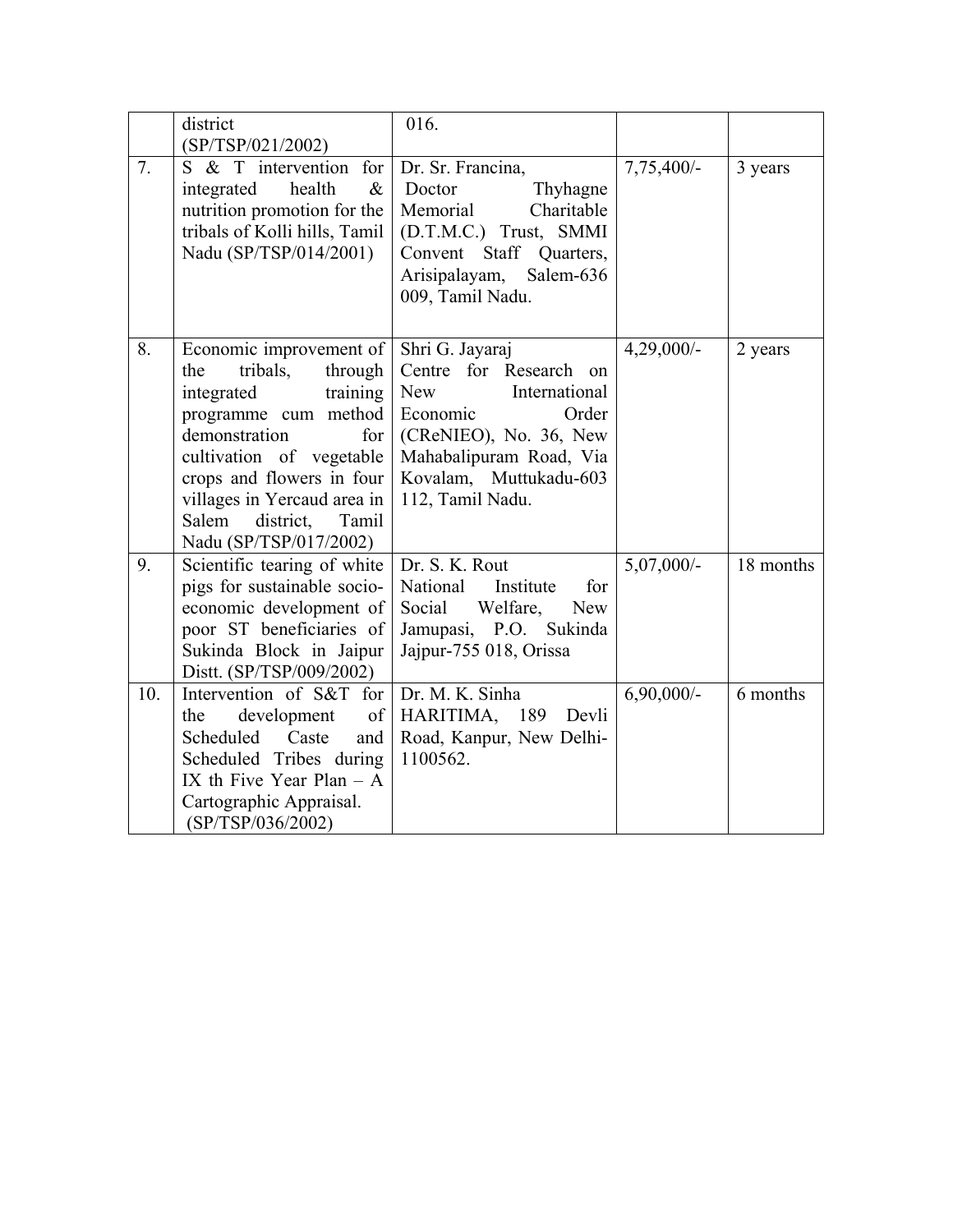| | | | | |
|---|---|---|---|---|
| | district (SP/TSP/021/2002) | 016. | | |
| 7. | S & T intervention for integrated health & nutrition promotion for the tribals of Kolli hills, Tamil Nadu (SP/TSP/014/2001) | Dr. Sr. Francina, Doctor Thyhagne Memorial Charitable (D.T.M.C.) Trust, SMMI Convent Staff Quarters, Arisipalayam, Salem-636 009, Tamil Nadu. | 7,75,400/- | 3 years |
| 8. | Economic improvement of the tribals, through integrated training programme cum method demonstration for cultivation of vegetable crops and flowers in four villages in Yercaud area in Salem district, Tamil Nadu (SP/TSP/017/2002) | Shri G. Jayaraj Centre for Research on New International Economic Order (CReNIEO), No. 36, New Mahabalipuram Road, Via Kovalam, Muttukadu-603 112, Tamil Nadu. | 4,29,000/- | 2 years |
| 9. | Scientific tearing of white pigs for sustainable socio-economic development of poor ST beneficiaries of Sukinda Block in Jaipur Distt. (SP/TSP/009/2002) | Dr. S. K. Rout National Institute for Social Welfare, New Jamupasi, P.O. Sukinda Jajpur-755 018, Orissa | 5,07,000/- | 18 months |
| 10. | Intervention of S&T for the development of Scheduled Caste and Scheduled Tribes during IX th Five Year Plan – A Cartographic Appraisal. (SP/TSP/036/2002) | Dr. M. K. Sinha HARITIMA, 189 Devli Road, Kanpur, New Delhi-1100562. | 6,90,000/- | 6 months |